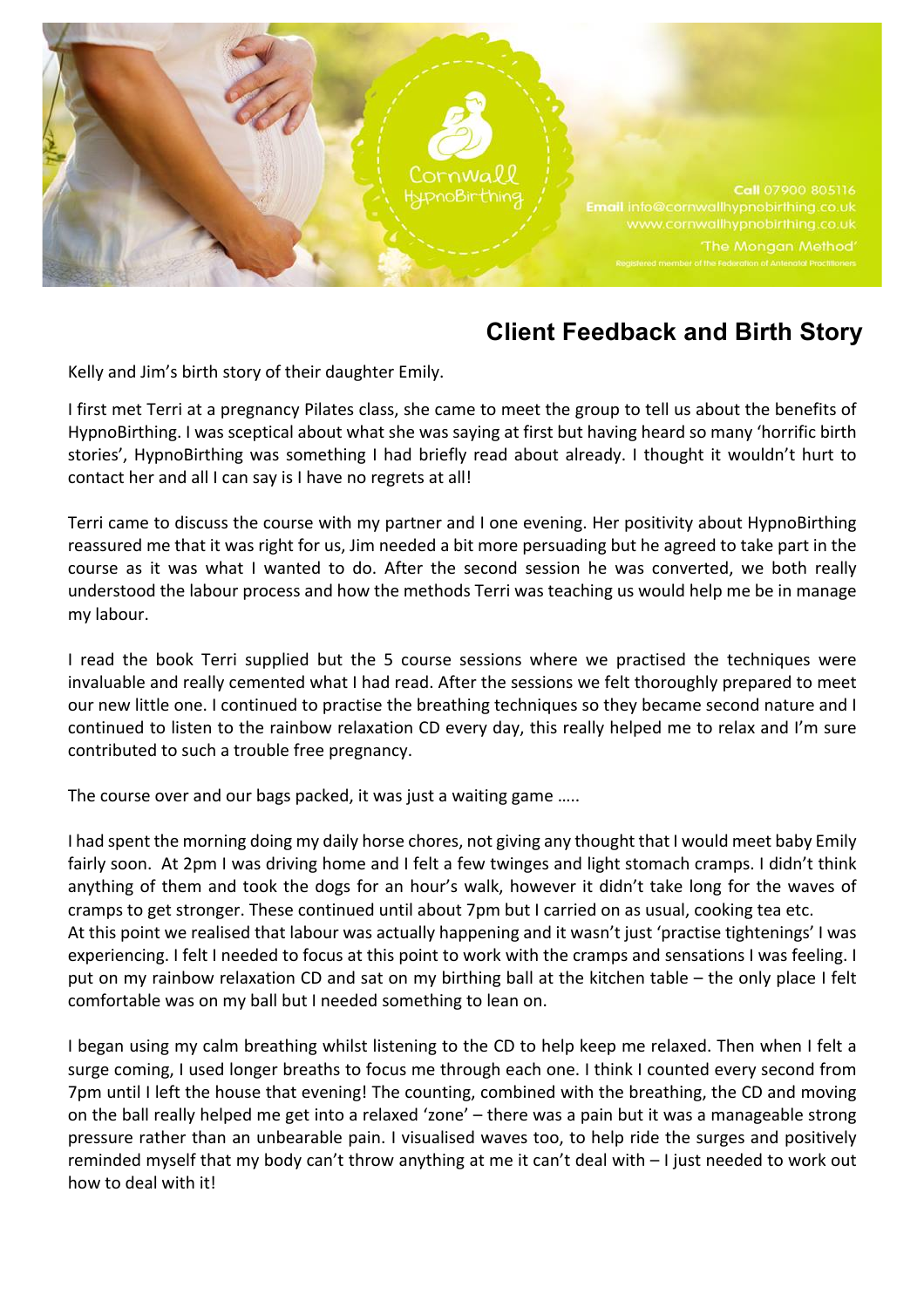Cornwall HypnoBirthing

**Call** 07900 805116
**Email** info@cornwallhypnobirthing.co.uk
www.cornwallhypnobirthing.co.uk
'The Mongan Method'
Registered member of the Federation of Antenatal Practitioners

## Client Feedback and Birth Story

Kelly and Jim's birth story of their daughter Emily.

I first met Terri at a pregnancy Pilates class, she came to meet the group to tell us about the benefits of HypnoBirthing. I was sceptical about what she was saying at first but having heard so many 'horrific birth stories', HypnoBirthing was something I had briefly read about already. I thought it wouldn't hurt to contact her and all I can say is I have no regrets at all!

Terri came to discuss the course with my partner and I one evening. Her positivity about HypnoBirthing reassured me that it was right for us, Jim needed a bit more persuading but he agreed to take part in the course as it was what I wanted to do. After the second session he was converted, we both really understood the labour process and how the methods Terri was teaching us would help me be in manage my labour.

I read the book Terri supplied but the 5 course sessions where we practised the techniques were invaluable and really cemented what I had read. After the sessions we felt thoroughly prepared to meet our new little one. I continued to practise the breathing techniques so they became second nature and I continued to listen to the rainbow relaxation CD every day, this really helped me to relax and I'm sure contributed to such a trouble free pregnancy.

The course over and our bags packed, it was just a waiting game …..

I had spent the morning doing my daily horse chores, not giving any thought that I would meet baby Emily fairly soon. At 2pm I was driving home and I felt a few twinges and light stomach cramps. I didn't think anything of them and took the dogs for an hour's walk, however it didn't take long for the waves of cramps to get stronger. These continued until about 7pm but I carried on as usual, cooking tea etc.
At this point we realised that labour was actually happening and it wasn't just 'practise tightenings' I was experiencing. I felt I needed to focus at this point to work with the cramps and sensations I was feeling. I put on my rainbow relaxation CD and sat on my birthing ball at the kitchen table – the only place I felt comfortable was on my ball but I needed something to lean on.

I began using my calm breathing whilst listening to the CD to help keep me relaxed. Then when I felt a surge coming, I used longer breaths to focus me through each one. I think I counted every second from 7pm until I left the house that evening! The counting, combined with the breathing, the CD and moving on the ball really helped me get into a relaxed 'zone' – there was a pain but it was a manageable strong pressure rather than an unbearable pain. I visualised waves too, to help ride the surges and positively reminded myself that my body can't throw anything at me it can't deal with – I just needed to work out how to deal with it!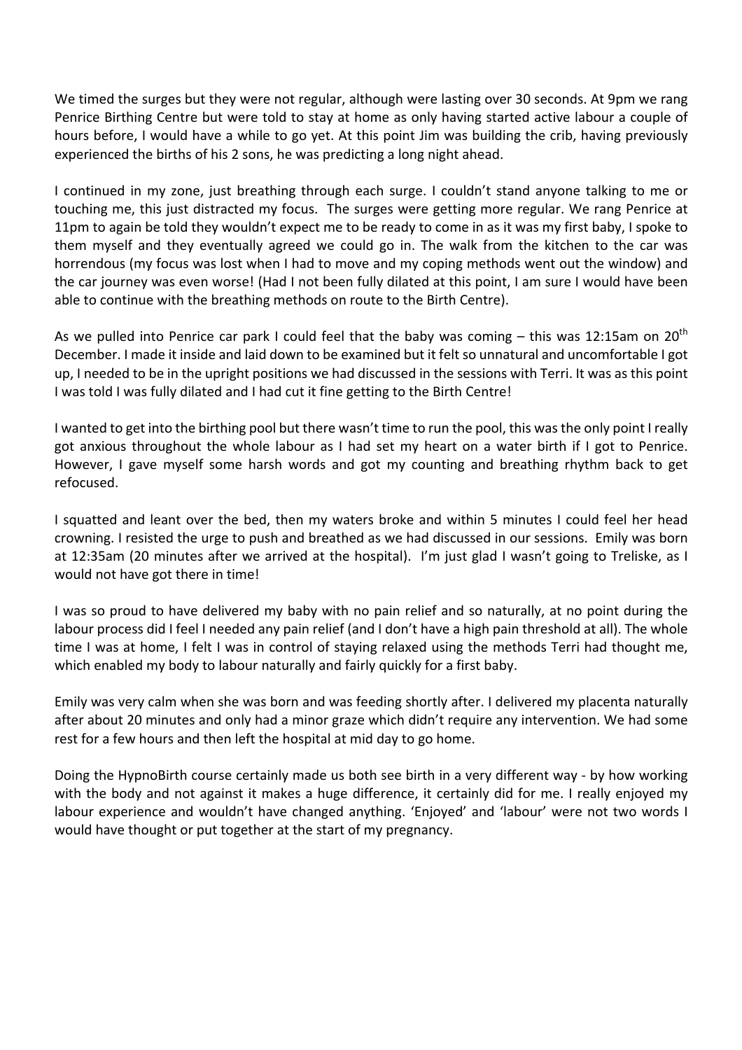We timed the surges but they were not regular, although were lasting over 30 seconds. At 9pm we rang Penrice Birthing Centre but were told to stay at home as only having started active labour a couple of hours before, I would have a while to go yet. At this point Jim was building the crib, having previously experienced the births of his 2 sons, he was predicting a long night ahead.

I continued in my zone, just breathing through each surge. I couldn't stand anyone talking to me or touching me, this just distracted my focus. The surges were getting more regular. We rang Penrice at 11pm to again be told they wouldn't expect me to be ready to come in as it was my first baby, I spoke to them myself and they eventually agreed we could go in. The walk from the kitchen to the car was horrendous (my focus was lost when I had to move and my coping methods went out the window) and the car journey was even worse! (Had I not been fully dilated at this point, I am sure I would have been able to continue with the breathing methods on route to the Birth Centre).

As we pulled into Penrice car park I could feel that the baby was coming – this was 12:15am on 20th December. I made it inside and laid down to be examined but it felt so unnatural and uncomfortable I got up, I needed to be in the upright positions we had discussed in the sessions with Terri. It was as this point I was told I was fully dilated and I had cut it fine getting to the Birth Centre!

I wanted to get into the birthing pool but there wasn't time to run the pool, this was the only point I really got anxious throughout the whole labour as I had set my heart on a water birth if I got to Penrice. However, I gave myself some harsh words and got my counting and breathing rhythm back to get refocused.

I squatted and leant over the bed, then my waters broke and within 5 minutes I could feel her head crowning. I resisted the urge to push and breathed as we had discussed in our sessions. Emily was born at 12:35am (20 minutes after we arrived at the hospital). I'm just glad I wasn't going to Treliske, as I would not have got there in time!

I was so proud to have delivered my baby with no pain relief and so naturally, at no point during the labour process did I feel I needed any pain relief (and I don't have a high pain threshold at all). The whole time I was at home, I felt I was in control of staying relaxed using the methods Terri had thought me, which enabled my body to labour naturally and fairly quickly for a first baby.

Emily was very calm when she was born and was feeding shortly after. I delivered my placenta naturally after about 20 minutes and only had a minor graze which didn't require any intervention. We had some rest for a few hours and then left the hospital at mid day to go home.

Doing the HypnoBirth course certainly made us both see birth in a very different way - by how working with the body and not against it makes a huge difference, it certainly did for me. I really enjoyed my labour experience and wouldn't have changed anything. 'Enjoyed' and 'labour' were not two words I would have thought or put together at the start of my pregnancy.